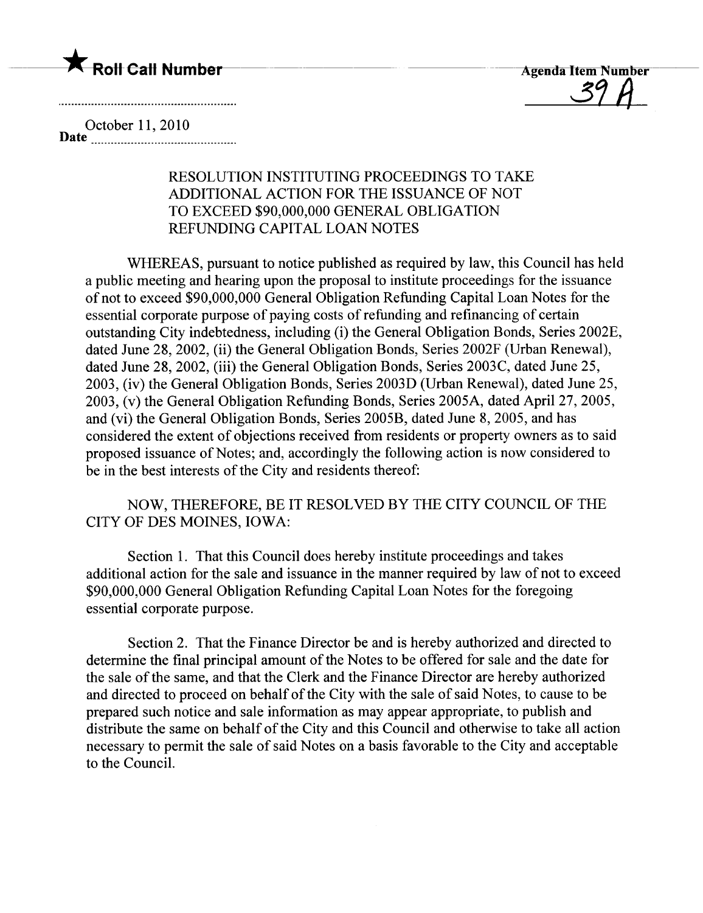★ **Roll Call Number**

**Agenda Item Number**
39 A

October 11, 2010
**Date**

RESOLUTION INSTITUTING PROCEEDINGS TO TAKE ADDITIONAL ACTION FOR THE ISSUANCE OF NOT TO EXCEED $90,000,000 GENERAL OBLIGATION REFUNDING CAPITAL LOAN NOTES

WHEREAS, pursuant to notice published as required by law, this Council has held a public meeting and hearing upon the proposal to institute proceedings for the issuance of not to exceed $90,000,000 General Obligation Refunding Capital Loan Notes for the essential corporate purpose of paying costs of refunding and refinancing of certain outstanding City indebtedness, including (i) the General Obligation Bonds, Series 2002E, dated June 28, 2002, (ii) the General Obligation Bonds, Series 2002F (Urban Renewal), dated June 28, 2002, (iii) the General Obligation Bonds, Series 2003C, dated June 25, 2003, (iv) the General Obligation Bonds, Series 2003D (Urban Renewal), dated June 25, 2003, (v) the General Obligation Refunding Bonds, Series 2005A, dated April 27, 2005, and (vi) the General Obligation Bonds, Series 2005B, dated June 8, 2005, and has considered the extent of objections received from residents or property owners as to said proposed issuance of Notes; and, accordingly the following action is now considered to be in the best interests of the City and residents thereof:

NOW, THEREFORE, BE IT RESOLVED BY THE CITY COUNCIL OF THE CITY OF DES MOINES, IOWA:

Section 1. That this Council does hereby institute proceedings and takes additional action for the sale and issuance in the manner required by law of not to exceed $90,000,000 General Obligation Refunding Capital Loan Notes for the foregoing essential corporate purpose.

Section 2. That the Finance Director be and is hereby authorized and directed to determine the final principal amount of the Notes to be offered for sale and the date for the sale of the same, and that the Clerk and the Finance Director are hereby authorized and directed to proceed on behalf of the City with the sale of said Notes, to cause to be prepared such notice and sale information as may appear appropriate, to publish and distribute the same on behalf of the City and this Council and otherwise to take all action necessary to permit the sale of said Notes on a basis favorable to the City and acceptable to the Council.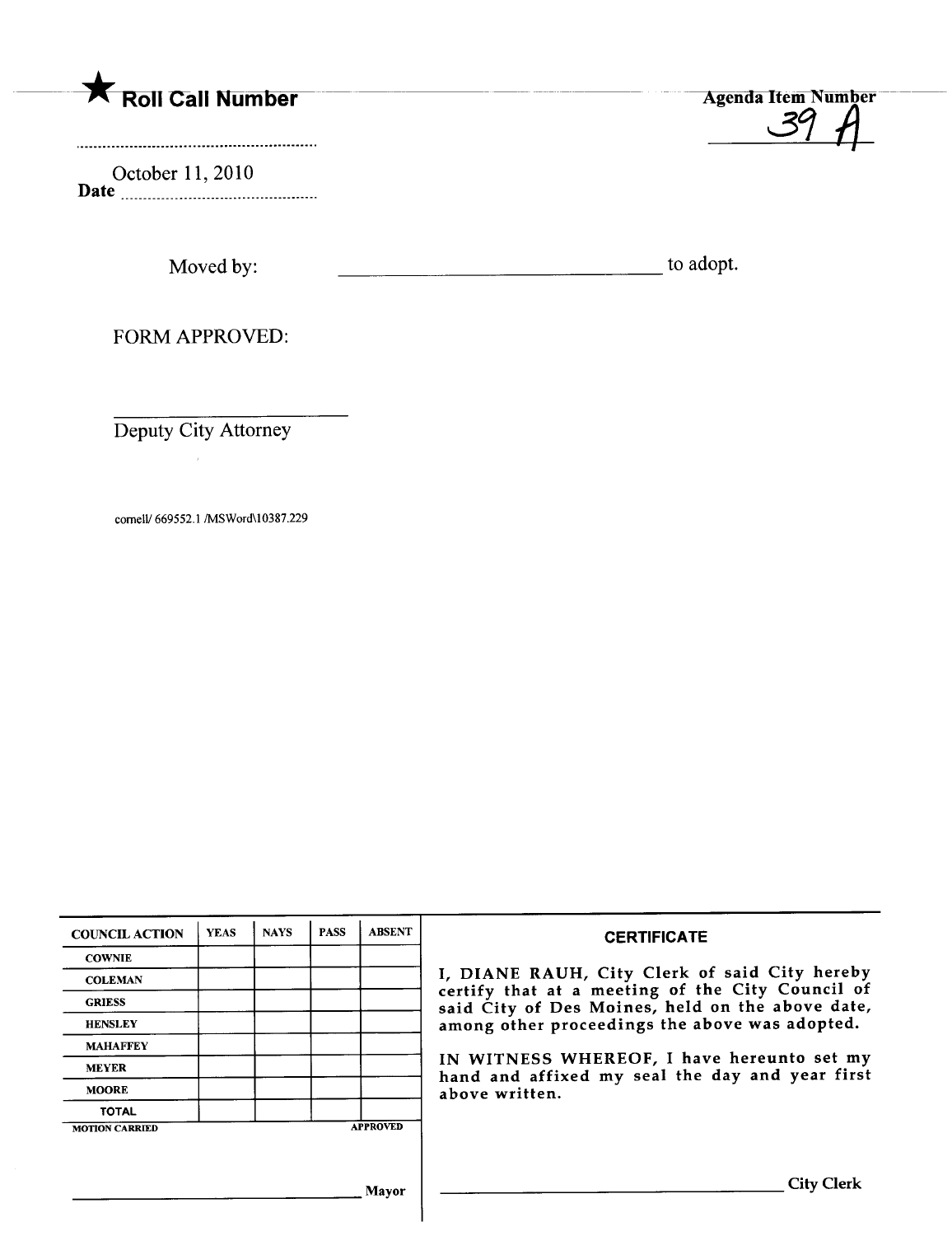★ **Roll Call Number**

...........................................................

October 11, 2010
**Date** ..............................................

**Agenda Item Number**
39 A

Moved by: \_\_\_\_\_\_\_\_\_\_\_\_\_\_\_\_\_\_\_\_\_\_\_\_\_\_\_\_\_\_\_\_ to adopt.

FORM APPROVED:

\_\_\_\_\_\_\_\_\_\_\_\_\_\_\_\_\_\_\_\_\_\_\_\_
Deputy City Attorney

cornell/ 669552.1 /MSWord\10387.229

| COUNCIL ACTION | YEAS | NAYS | PASS | ABSENT |
|---|---|---|---|---|
| COWNIE | | | | |
| COLEMAN | | | | |
| GRIESS | | | | |
| HENSLEY | | | | |
| MAHAFFEY | | | | |
| MEYER | | | | |
| MOORE | | | | |
| TOTAL | | | | |

MOTION CARRIED APPROVED

\_\_\_\_\_\_\_\_\_\_\_\_\_\_\_\_\_\_\_\_\_\_\_\_\_\_\_\_\_\_\_\_ Mayor

**CERTIFICATE**

I, DIANE RAUH, City Clerk of said City hereby certify that at a meeting of the City Council of said City of Des Moines, held on the above date, among other proceedings the above was adopted.

IN WITNESS WHEREOF, I have hereunto set my hand and affixed my seal the day and year first above written.

\_\_\_\_\_\_\_\_\_\_\_\_\_\_\_\_\_\_\_\_\_\_\_\_\_\_\_\_\_\_\_\_ City Clerk